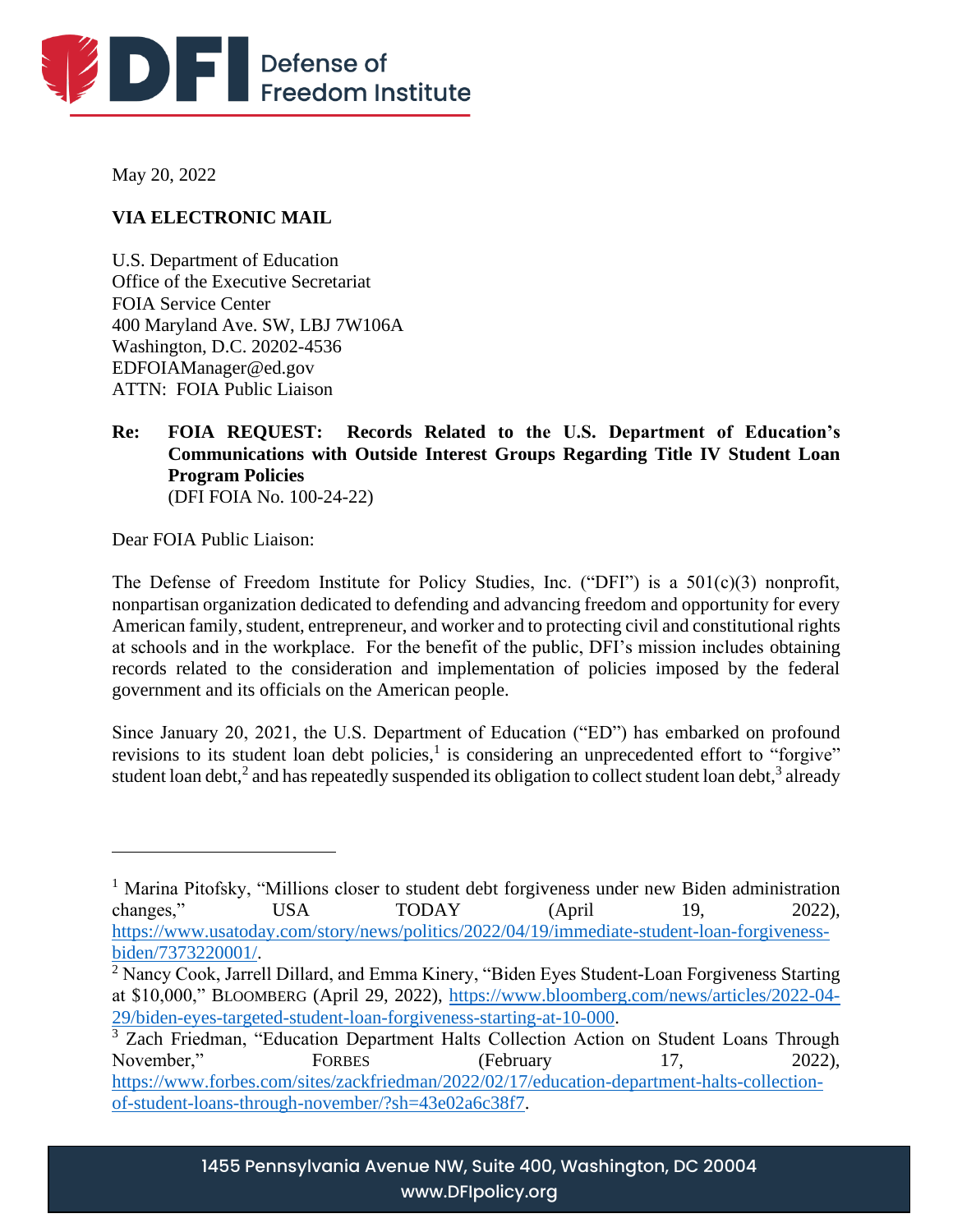May 20, 2022

**VIA ELECTRONIC MAIL**

U.S. Department of Education
Office of the Executive Secretariat
FOIA Service Center
400 Maryland Ave. SW, LBJ 7W106A
Washington, D.C. 20202-4536
EDFOIAManager@ed.gov
ATTN: FOIA Public Liaison

**Re: FOIA REQUEST: Records Related to the U.S. Department of Education's Communications with Outside Interest Groups Regarding Title IV Student Loan Program Policies**
(DFI FOIA No. 100-24-22)

Dear FOIA Public Liaison:

The Defense of Freedom Institute for Policy Studies, Inc. ("DFI") is a 501(c)(3) nonprofit, nonpartisan organization dedicated to defending and advancing freedom and opportunity for every American family, student, entrepreneur, and worker and to protecting civil and constitutional rights at schools and in the workplace. For the benefit of the public, DFI's mission includes obtaining records related to the consideration and implementation of policies imposed by the federal government and its officials on the American people.

Since January 20, 2021, the U.S. Department of Education ("ED") has embarked on profound revisions to its student loan debt policies,[1] is considering an unprecedented effort to "forgive" student loan debt,[2] and has repeatedly suspended its obligation to collect student loan debt,[3] already

---

[1] Marina Pitofsky, "Millions closer to student debt forgiveness under new Biden administration changes," USA TODAY (April 19, 2022), https://www.usatoday.com/story/news/politics/2022/04/19/immediate-student-loan-forgiveness-biden/7373220001/.

[2] Nancy Cook, Jarrell Dillard, and Emma Kinery, "Biden Eyes Student-Loan Forgiveness Starting at $10,000," BLOOMBERG (April 29, 2022), https://www.bloomberg.com/news/articles/2022-04-29/biden-eyes-targeted-student-loan-forgiveness-starting-at-10-000.

[3] Zach Friedman, "Education Department Halts Collection Action on Student Loans Through November," FORBES (February 17, 2022), https://www.forbes.com/sites/zackfriedman/2022/02/17/education-department-halts-collection-of-student-loans-through-november/?sh=43e02a6c38f7.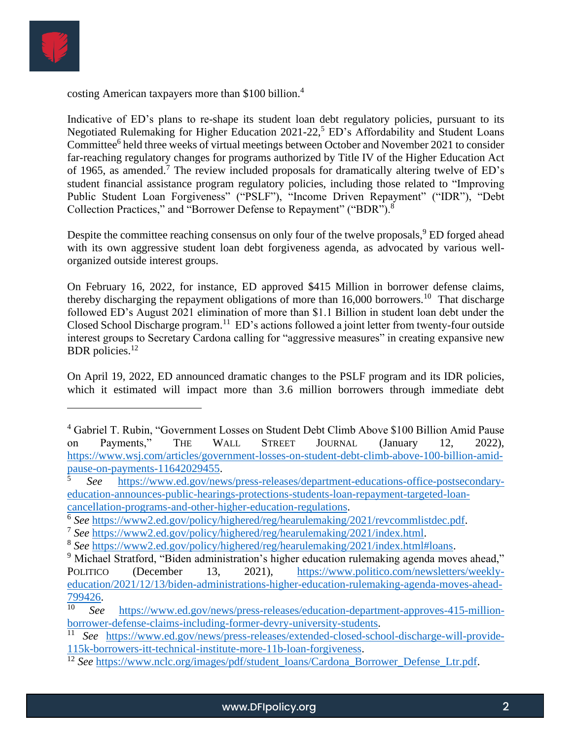costing American taxpayers more than $100 billion.[4]

Indicative of ED's plans to re-shape its student loan debt regulatory policies, pursuant to its Negotiated Rulemaking for Higher Education 2021-22,[5] ED's Affordability and Student Loans Committee[6] held three weeks of virtual meetings between October and November 2021 to consider far-reaching regulatory changes for programs authorized by Title IV of the Higher Education Act of 1965, as amended.[7] The review included proposals for dramatically altering twelve of ED's student financial assistance program regulatory policies, including those related to "Improving Public Student Loan Forgiveness" ("PSLF"), "Income Driven Repayment" ("IDR"), "Debt Collection Practices," and "Borrower Defense to Repayment" ("BDR").[8]

Despite the committee reaching consensus on only four of the twelve proposals,[9] ED forged ahead with its own aggressive student loan debt forgiveness agenda, as advocated by various well-organized outside interest groups.

On February 16, 2022, for instance, ED approved $415 Million in borrower defense claims, thereby discharging the repayment obligations of more than 16,000 borrowers.[10] That discharge followed ED's August 2021 elimination of more than $1.1 Billion in student loan debt under the Closed School Discharge program.[11] ED's actions followed a joint letter from twenty-four outside interest groups to Secretary Cardona calling for "aggressive measures" in creating expansive new BDR policies.[12]

On April 19, 2022, ED announced dramatic changes to the PSLF program and its IDR policies, which it estimated will impact more than 3.6 million borrowers through immediate debt

---

[4] Gabriel T. Rubin, "Government Losses on Student Debt Climb Above $100 Billion Amid Pause on Payments," The Wall Street Journal (January 12, 2022), https://www.wsj.com/articles/government-losses-on-student-debt-climb-above-100-billion-amid-pause-on-payments-11642029455.

[5] *See* https://www.ed.gov/news/press-releases/department-educations-office-postsecondary-education-announces-public-hearings-protections-students-loan-repayment-targeted-loan-cancellation-programs-and-other-higher-education-regulations.

[6] *See* https://www2.ed.gov/policy/highered/reg/hearulemaking/2021/revcommlistdec.pdf.

[7] *See* https://www2.ed.gov/policy/highered/reg/hearulemaking/2021/index.html.

[8] *See* https://www2.ed.gov/policy/highered/reg/hearulemaking/2021/index.html#loans.

[9] Michael Stratford, "Biden administration's higher education rulemaking agenda moves ahead," Politico (December 13, 2021), https://www.politico.com/newsletters/weekly-education/2021/12/13/biden-administrations-higher-education-rulemaking-agenda-moves-ahead-799426.

[10] *See* https://www.ed.gov/news/press-releases/education-department-approves-415-million-borrower-defense-claims-including-former-devry-university-students.

[11] *See* https://www.ed.gov/news/press-releases/extended-closed-school-discharge-will-provide-115k-borrowers-itt-technical-institute-more-11b-loan-forgiveness.

[12] *See* https://www.nclc.org/images/pdf/student_loans/Cardona_Borrower_Defense_Ltr.pdf.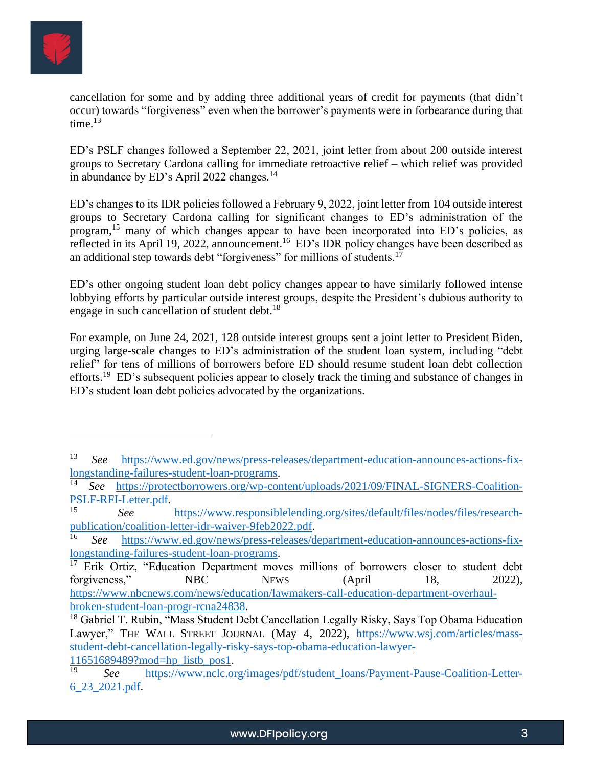cancellation for some and by adding three additional years of credit for payments (that didn't occur) towards "forgiveness" even when the borrower's payments were in forbearance during that time.[13]

ED's PSLF changes followed a September 22, 2021, joint letter from about 200 outside interest groups to Secretary Cardona calling for immediate retroactive relief – which relief was provided in abundance by ED's April 2022 changes.[14]

ED's changes to its IDR policies followed a February 9, 2022, joint letter from 104 outside interest groups to Secretary Cardona calling for significant changes to ED's administration of the program,[15] many of which changes appear to have been incorporated into ED's policies, as reflected in its April 19, 2022, announcement.[16] ED's IDR policy changes have been described as an additional step towards debt "forgiveness" for millions of students.[17]

ED's other ongoing student loan debt policy changes appear to have similarly followed intense lobbying efforts by particular outside interest groups, despite the President's dubious authority to engage in such cancellation of student debt.[18]

For example, on June 24, 2021, 128 outside interest groups sent a joint letter to President Biden, urging large-scale changes to ED's administration of the student loan system, including "debt relief" for tens of millions of borrowers before ED should resume student loan debt collection efforts.[19] ED's subsequent policies appear to closely track the timing and substance of changes in ED's student loan debt policies advocated by the organizations.

---

[13] *See* https://www.ed.gov/news/press-releases/department-education-announces-actions-fix-longstanding-failures-student-loan-programs.

[14] *See* https://protectborrowers.org/wp-content/uploads/2021/09/FINAL-SIGNERS-Coalition-PSLF-RFI-Letter.pdf.

[15] *See* https://www.responsiblelending.org/sites/default/files/nodes/files/research-publication/coalition-letter-idr-waiver-9feb2022.pdf.

[16] *See* https://www.ed.gov/news/press-releases/department-education-announces-actions-fix-longstanding-failures-student-loan-programs.

[17] Erik Ortiz, "Education Department moves millions of borrowers closer to student debt forgiveness," NBC NEWS (April 18, 2022), https://www.nbcnews.com/news/education/lawmakers-call-education-department-overhaul-broken-student-loan-progr-rcna24838.

[18] Gabriel T. Rubin, "Mass Student Debt Cancellation Legally Risky, Says Top Obama Education Lawyer," THE WALL STREET JOURNAL (May 4, 2022), https://www.wsj.com/articles/mass-student-debt-cancellation-legally-risky-says-top-obama-education-lawyer-11651689489?mod=hp_listb_pos1.

[19] *See* https://www.nclc.org/images/pdf/student_loans/Payment-Pause-Coalition-Letter-6_23_2021.pdf.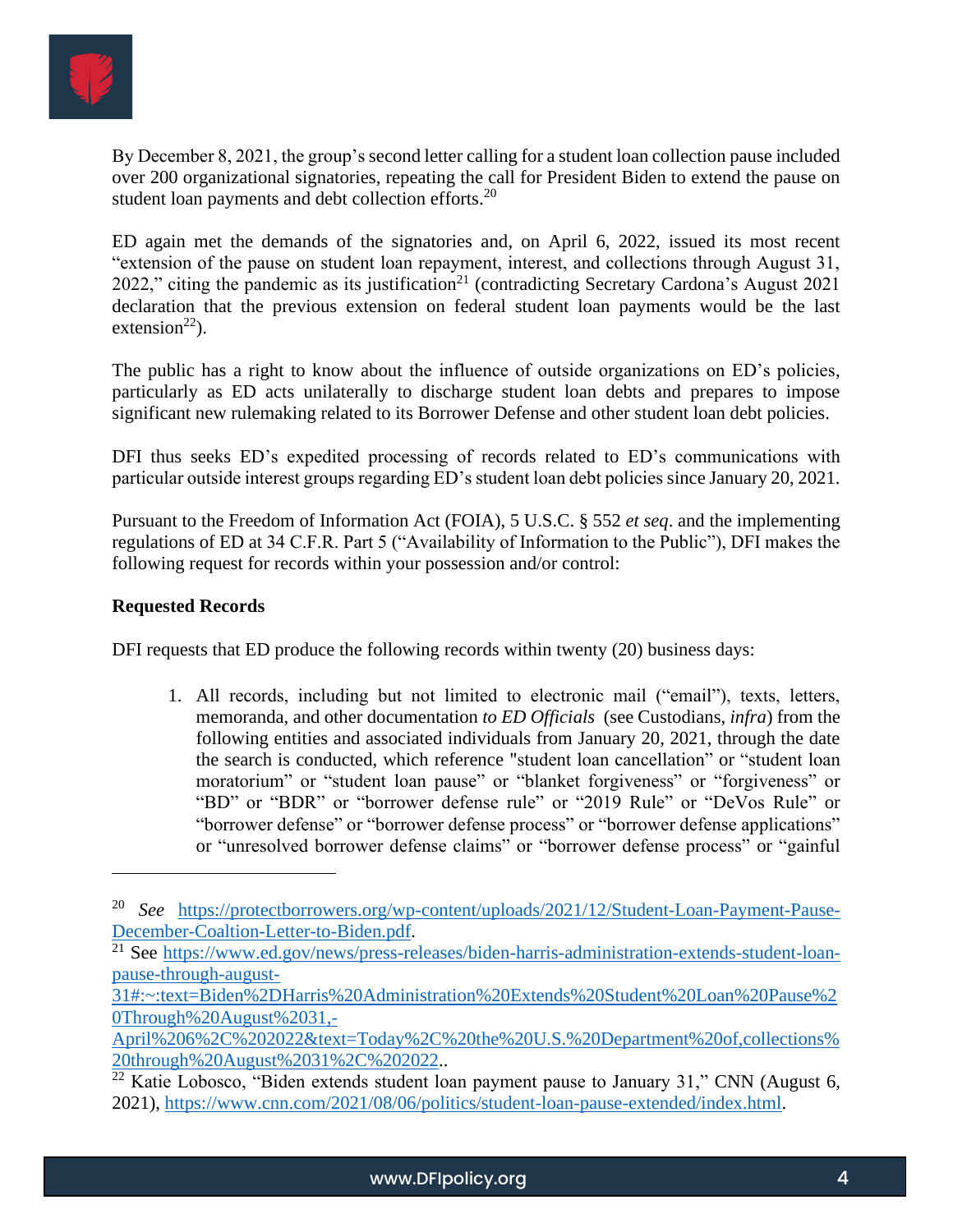By December 8, 2021, the group's second letter calling for a student loan collection pause included over 200 organizational signatories, repeating the call for President Biden to extend the pause on student loan payments and debt collection efforts.[20]

ED again met the demands of the signatories and, on April 6, 2022, issued its most recent "extension of the pause on student loan repayment, interest, and collections through August 31, 2022," citing the pandemic as its justification[21] (contradicting Secretary Cardona's August 2021 declaration that the previous extension on federal student loan payments would be the last extension[22]).

The public has a right to know about the influence of outside organizations on ED's policies, particularly as ED acts unilaterally to discharge student loan debts and prepares to impose significant new rulemaking related to its Borrower Defense and other student loan debt policies.

DFI thus seeks ED's expedited processing of records related to ED's communications with particular outside interest groups regarding ED's student loan debt policies since January 20, 2021.

Pursuant to the Freedom of Information Act (FOIA), 5 U.S.C. § 552 *et seq*. and the implementing regulations of ED at 34 C.F.R. Part 5 ("Availability of Information to the Public"), DFI makes the following request for records within your possession and/or control:

**Requested Records**

DFI requests that ED produce the following records within twenty (20) business days:

1. All records, including but not limited to electronic mail ("email"), texts, letters, memoranda, and other documentation *to ED Officials* (see Custodians, *infra*) from the following entities and associated individuals from January 20, 2021, through the date the search is conducted, which reference "student loan cancellation" or "student loan moratorium" or "student loan pause" or "blanket forgiveness" or "forgiveness" or "BD" or "BDR" or "borrower defense rule" or "2019 Rule" or "DeVos Rule" or "borrower defense" or "borrower defense process" or "borrower defense applications" or "unresolved borrower defense claims" or "borrower defense process" or "gainful

---

[20] *See* https://protectborrowers.org/wp-content/uploads/2021/12/Student-Loan-Payment-Pause-December-Coaltion-Letter-to-Biden.pdf.

[21] See https://www.ed.gov/news/press-releases/biden-harris-administration-extends-student-loan-pause-through-august-31#:~:text=Biden%2DHarris%20Administration%20Extends%20Student%20Loan%20Pause%20Through%20August%2031,-April%206%2C%202022&text=Today%2C%20the%20U.S.%20Department%20of,collections%20through%20August%2031%2C%202022..

[22] Katie Lobosco, "Biden extends student loan payment pause to January 31," CNN (August 6, 2021), https://www.cnn.com/2021/08/06/politics/student-loan-pause-extended/index.html.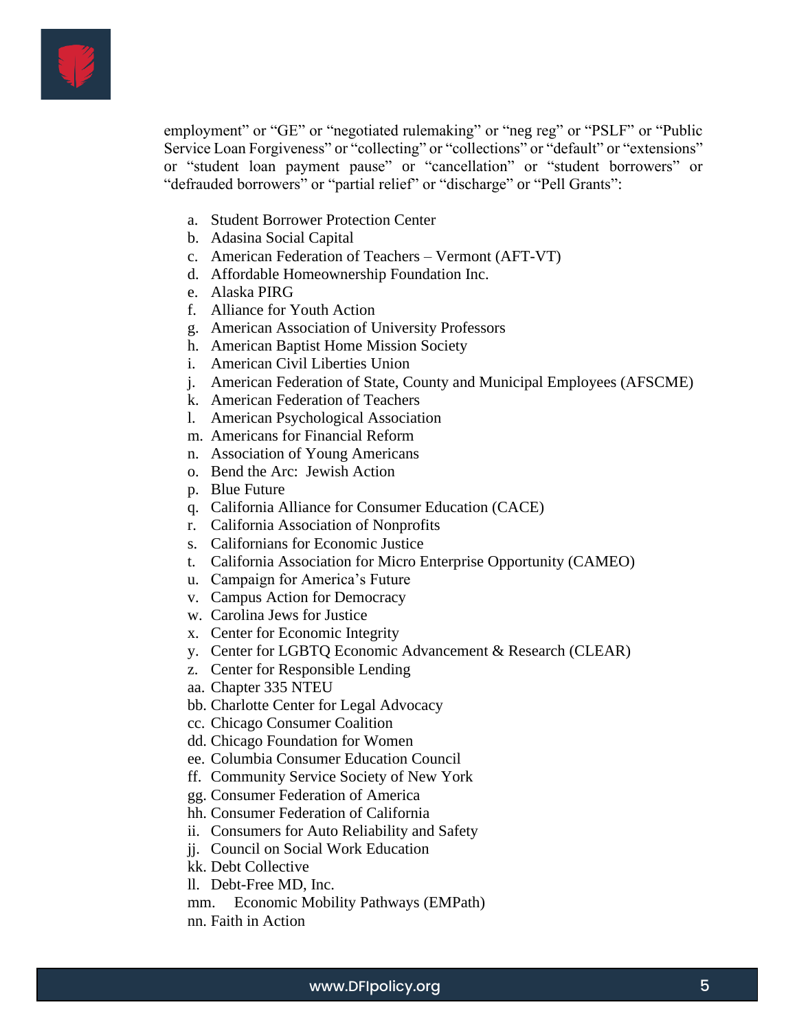employment" or "GE" or "negotiated rulemaking" or "neg reg" or "PSLF" or "Public Service Loan Forgiveness" or "collecting" or "collections" or "default" or "extensions" or "student loan payment pause" or "cancellation" or "student borrowers" or "defrauded borrowers" or "partial relief" or "discharge" or "Pell Grants":

a. Student Borrower Protection Center
b. Adasina Social Capital
c. American Federation of Teachers – Vermont (AFT-VT)
d. Affordable Homeownership Foundation Inc.
e. Alaska PIRG
f. Alliance for Youth Action
g. American Association of University Professors
h. American Baptist Home Mission Society
i. American Civil Liberties Union
j. American Federation of State, County and Municipal Employees (AFSCME)
k. American Federation of Teachers
l. American Psychological Association
m. Americans for Financial Reform
n. Association of Young Americans
o. Bend the Arc: Jewish Action
p. Blue Future
q. California Alliance for Consumer Education (CACE)
r. California Association of Nonprofits
s. Californians for Economic Justice
t. California Association for Micro Enterprise Opportunity (CAMEO)
u. Campaign for America's Future
v. Campus Action for Democracy
w. Carolina Jews for Justice
x. Center for Economic Integrity
y. Center for LGBTQ Economic Advancement & Research (CLEAR)
z. Center for Responsible Lending
aa. Chapter 335 NTEU
bb. Charlotte Center for Legal Advocacy
cc. Chicago Consumer Coalition
dd. Chicago Foundation for Women
ee. Columbia Consumer Education Council
ff. Community Service Society of New York
gg. Consumer Federation of America
hh. Consumer Federation of California
ii. Consumers for Auto Reliability and Safety
jj. Council on Social Work Education
kk. Debt Collective
ll. Debt-Free MD, Inc.
mm. Economic Mobility Pathways (EMPath)
nn. Faith in Action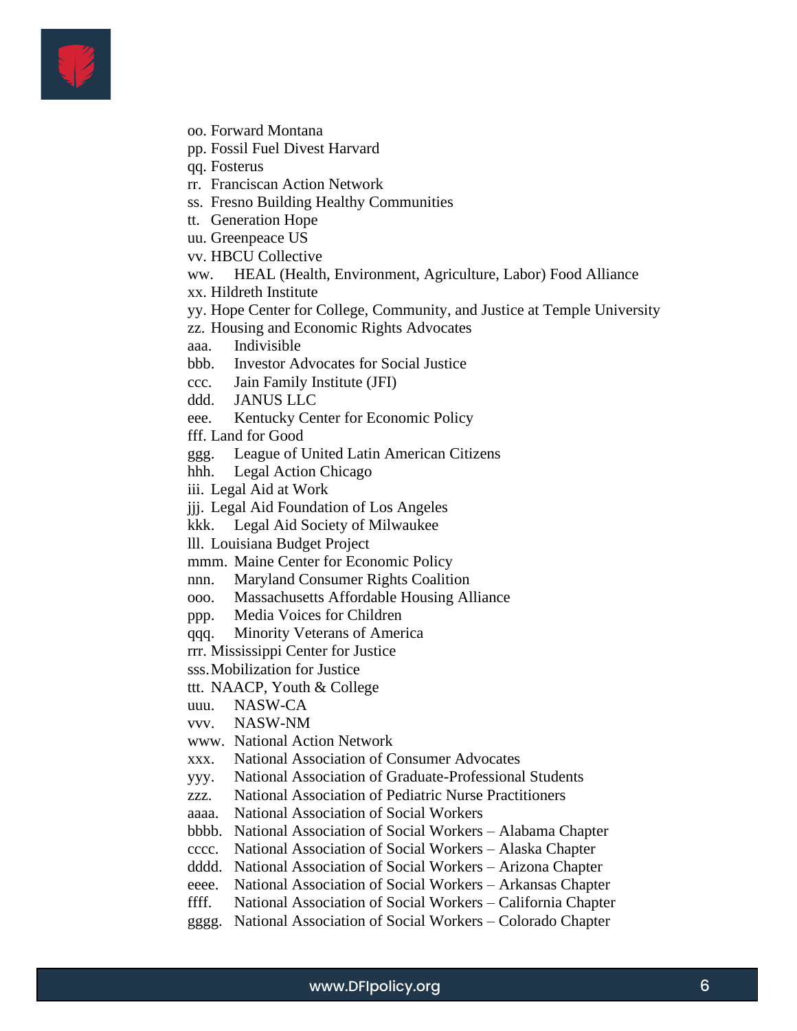oo. Forward Montana
pp. Fossil Fuel Divest Harvard
qq. Fosterus
rr. Franciscan Action Network
ss. Fresno Building Healthy Communities
tt. Generation Hope
uu. Greenpeace US
vv. HBCU Collective
ww. HEAL (Health, Environment, Agriculture, Labor) Food Alliance
xx. Hildreth Institute
yy. Hope Center for College, Community, and Justice at Temple University
zz. Housing and Economic Rights Advocates
aaa. Indivisible
bbb. Investor Advocates for Social Justice
ccc. Jain Family Institute (JFI)
ddd. JANUS LLC
eee. Kentucky Center for Economic Policy
fff. Land for Good
ggg. League of United Latin American Citizens
hhh. Legal Action Chicago
iii. Legal Aid at Work
jjj. Legal Aid Foundation of Los Angeles
kkk. Legal Aid Society of Milwaukee
lll. Louisiana Budget Project
mmm. Maine Center for Economic Policy
nnn. Maryland Consumer Rights Coalition
ooo. Massachusetts Affordable Housing Alliance
ppp. Media Voices for Children
qqq. Minority Veterans of America
rrr. Mississippi Center for Justice
sss. Mobilization for Justice
ttt. NAACP, Youth & College
uuu. NASW-CA
vvv. NASW-NM
www. National Action Network
xxx. National Association of Consumer Advocates
yyy. National Association of Graduate-Professional Students
zzz. National Association of Pediatric Nurse Practitioners
aaaa. National Association of Social Workers
bbbb. National Association of Social Workers – Alabama Chapter
cccc. National Association of Social Workers – Alaska Chapter
dddd. National Association of Social Workers – Arizona Chapter
eeee. National Association of Social Workers – Arkansas Chapter
ffff. National Association of Social Workers – California Chapter
gggg. National Association of Social Workers – Colorado Chapter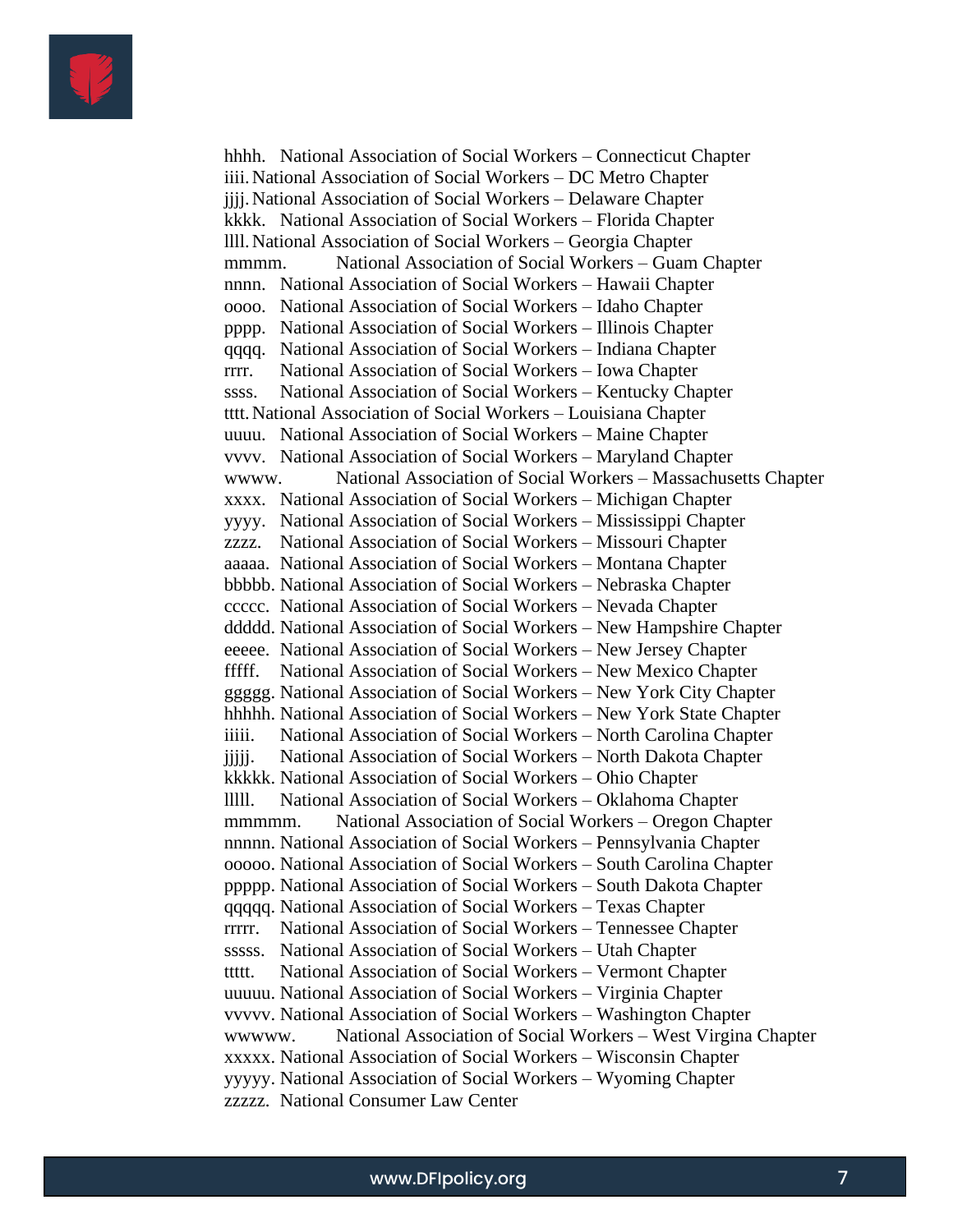hhhh. National Association of Social Workers – Connecticut Chapter
iiii. National Association of Social Workers – DC Metro Chapter
jjjj. National Association of Social Workers – Delaware Chapter
kkkk. National Association of Social Workers – Florida Chapter
llll. National Association of Social Workers – Georgia Chapter
mmmm. National Association of Social Workers – Guam Chapter
nnnn. National Association of Social Workers – Hawaii Chapter
oooo. National Association of Social Workers – Idaho Chapter
pppp. National Association of Social Workers – Illinois Chapter
qqqq. National Association of Social Workers – Indiana Chapter
rrrr. National Association of Social Workers – Iowa Chapter
ssss. National Association of Social Workers – Kentucky Chapter
tttt. National Association of Social Workers – Louisiana Chapter
uuuu. National Association of Social Workers – Maine Chapter
vvvv. National Association of Social Workers – Maryland Chapter
wwww. National Association of Social Workers – Massachusetts Chapter
xxxx. National Association of Social Workers – Michigan Chapter
yyyy. National Association of Social Workers – Mississippi Chapter
zzzz. National Association of Social Workers – Missouri Chapter
aaaaa. National Association of Social Workers – Montana Chapter
bbbbb. National Association of Social Workers – Nebraska Chapter
ccccc. National Association of Social Workers – Nevada Chapter
ddddd. National Association of Social Workers – New Hampshire Chapter
eeeee. National Association of Social Workers – New Jersey Chapter
fffff. National Association of Social Workers – New Mexico Chapter
ggggg. National Association of Social Workers – New York City Chapter
hhhhh. National Association of Social Workers – New York State Chapter
iiiii. National Association of Social Workers – North Carolina Chapter
jjjjj. National Association of Social Workers – North Dakota Chapter
kkkkk. National Association of Social Workers – Ohio Chapter
lllll. National Association of Social Workers – Oklahoma Chapter
mmmmm. National Association of Social Workers – Oregon Chapter
nnnnn. National Association of Social Workers – Pennsylvania Chapter
ooooo. National Association of Social Workers – South Carolina Chapter
ppppp. National Association of Social Workers – South Dakota Chapter
qqqqq. National Association of Social Workers – Texas Chapter
rrrrr. National Association of Social Workers – Tennessee Chapter
sssss. National Association of Social Workers – Utah Chapter
ttttt. National Association of Social Workers – Vermont Chapter
uuuuu. National Association of Social Workers – Virginia Chapter
vvvvv. National Association of Social Workers – Washington Chapter
wwwww. National Association of Social Workers – West Virgina Chapter
xxxxx. National Association of Social Workers – Wisconsin Chapter
yyyyy. National Association of Social Workers – Wyoming Chapter
zzzzz. National Consumer Law Center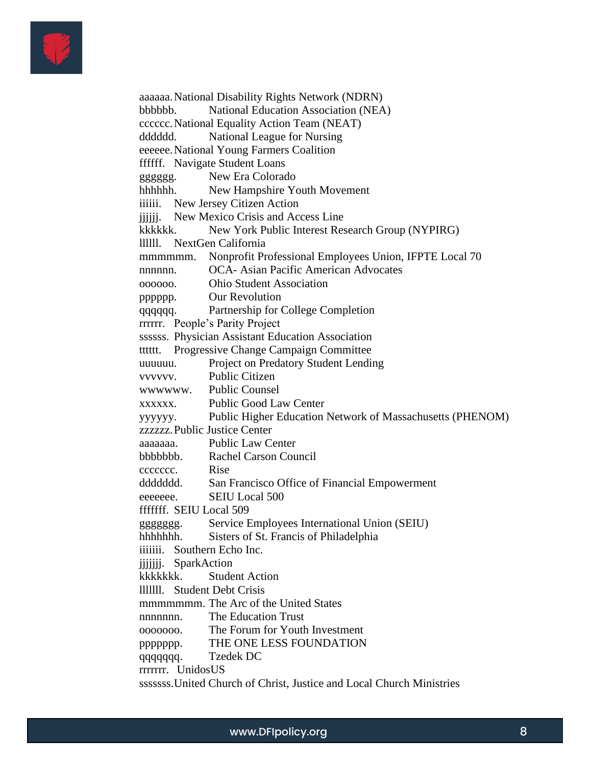aaaaaa. National Disability Rights Network (NDRN)
bbbbbb. National Education Association (NEA)
cccccc. National Equality Action Team (NEAT)
dddddd. National League for Nursing
eeeeee. National Young Farmers Coalition
ffffff. Navigate Student Loans
gggggg. New Era Colorado
hhhhhh. New Hampshire Youth Movement
iiiiii. New Jersey Citizen Action
jjjjjj. New Mexico Crisis and Access Line
kkkkkk. New York Public Interest Research Group (NYPIRG)
llllll. NextGen California
mmmmmm. Nonprofit Professional Employees Union, IFPTE Local 70
nnnnnn. OCA- Asian Pacific American Advocates
oooooo. Ohio Student Association
pppppp. Our Revolution
qqqqqq. Partnership for College Completion
rrrrrr. People's Parity Project
ssssss. Physician Assistant Education Association
tttttt. Progressive Change Campaign Committee
uuuuuu. Project on Predatory Student Lending
vvvvvv. Public Citizen
wwwwww. Public Counsel
xxxxxx. Public Good Law Center
yyyyyy. Public Higher Education Network of Massachusetts (PHENOM)
zzzzzz. Public Justice Center
aaaaaaa. Public Law Center
bbbbbbb. Rachel Carson Council
ccccccc. Rise
ddddddd. San Francisco Office of Financial Empowerment
eeeeeee. SEIU Local 500
fffffff. SEIU Local 509
ggggggg. Service Employees International Union (SEIU)
hhhhhhh. Sisters of St. Francis of Philadelphia
iiiiiii. Southern Echo Inc.
jjjjjjj. SparkAction
kkkkkkk. Student Action
lllllll. Student Debt Crisis
mmmmmmm. The Arc of the United States
nnnnnnn. The Education Trust
ooooooo. The Forum for Youth Investment
ppppppp. THE ONE LESS FOUNDATION
qqqqqqq. Tzedek DC
rrrrrrr. UnidosUS
sssssss. United Church of Christ, Justice and Local Church Ministries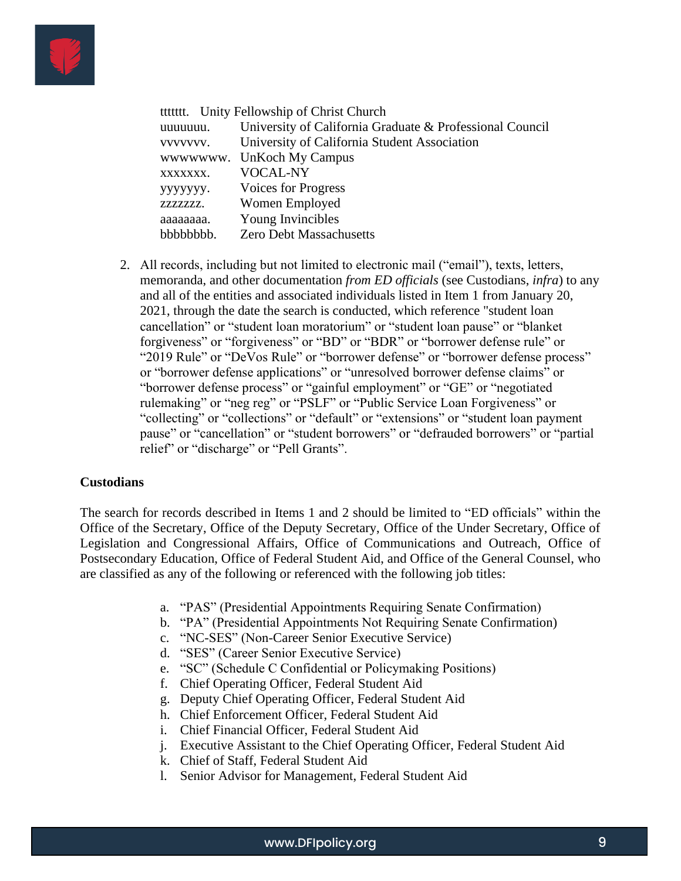ttttttt. Unity Fellowship of Christ Church
uuuuuuu. University of California Graduate & Professional Council
vvvvvvv. University of California Student Association
wwwwwww. UnKoch My Campus
xxxxxxx. VOCAL-NY
yyyyyyy. Voices for Progress
zzzzzzz. Women Employed
aaaaaaaa. Young Invincibles
bbbbbbbb. Zero Debt Massachusetts

2. All records, including but not limited to electronic mail ("email"), texts, letters, memoranda, and other documentation *from ED officials* (see Custodians, *infra*) to any and all of the entities and associated individuals listed in Item 1 from January 20, 2021, through the date the search is conducted, which reference "student loan cancellation" or "student loan moratorium" or "student loan pause" or "blanket forgiveness" or "forgiveness" or "BD" or "BDR" or "borrower defense rule" or "2019 Rule" or "DeVos Rule" or "borrower defense" or "borrower defense process" or "borrower defense applications" or "unresolved borrower defense claims" or "borrower defense process" or "gainful employment" or "GE" or "negotiated rulemaking" or "neg reg" or "PSLF" or "Public Service Loan Forgiveness" or "collecting" or "collections" or "default" or "extensions" or "student loan payment pause" or "cancellation" or "student borrowers" or "defrauded borrowers" or "partial relief" or "discharge" or "Pell Grants".

**Custodians**

The search for records described in Items 1 and 2 should be limited to "ED officials" within the Office of the Secretary, Office of the Deputy Secretary, Office of the Under Secretary, Office of Legislation and Congressional Affairs, Office of Communications and Outreach, Office of Postsecondary Education, Office of Federal Student Aid, and Office of the General Counsel, who are classified as any of the following or referenced with the following job titles:

a. "PAS" (Presidential Appointments Requiring Senate Confirmation)
b. "PA" (Presidential Appointments Not Requiring Senate Confirmation)
c. "NC-SES" (Non-Career Senior Executive Service)
d. "SES" (Career Senior Executive Service)
e. "SC" (Schedule C Confidential or Policymaking Positions)
f. Chief Operating Officer, Federal Student Aid
g. Deputy Chief Operating Officer, Federal Student Aid
h. Chief Enforcement Officer, Federal Student Aid
i. Chief Financial Officer, Federal Student Aid
j. Executive Assistant to the Chief Operating Officer, Federal Student Aid
k. Chief of Staff, Federal Student Aid
l. Senior Advisor for Management, Federal Student Aid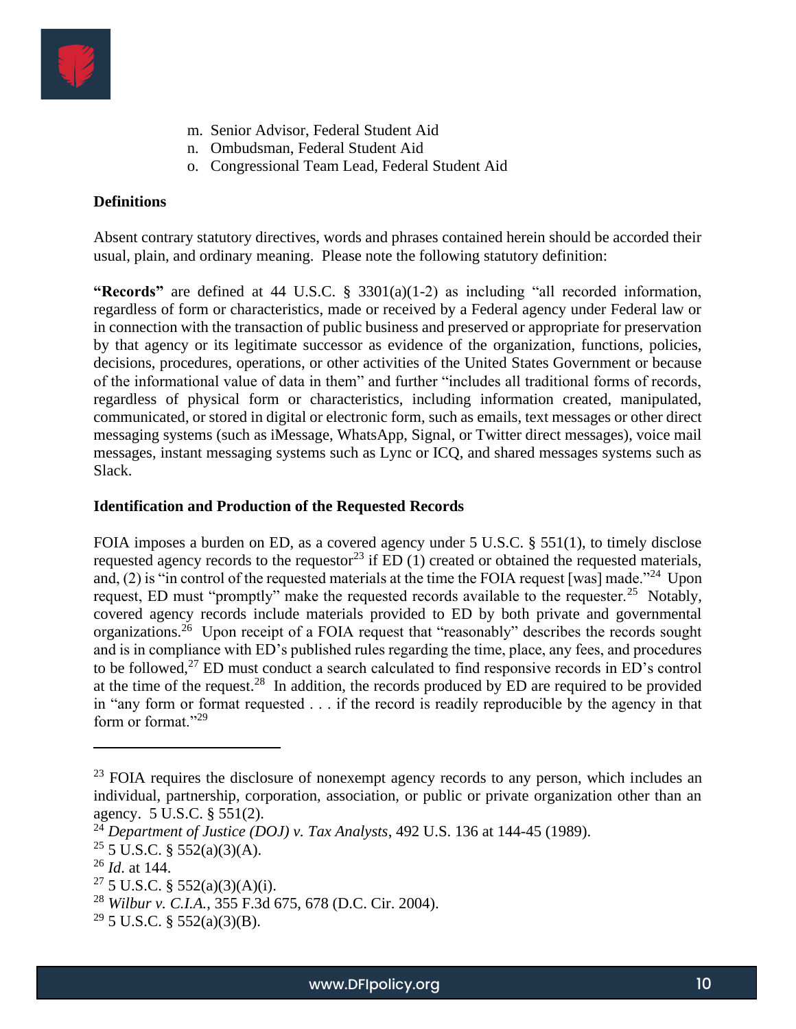m. Senior Advisor, Federal Student Aid
n. Ombudsman, Federal Student Aid
o. Congressional Team Lead, Federal Student Aid

**Definitions**

Absent contrary statutory directives, words and phrases contained herein should be accorded their usual, plain, and ordinary meaning. Please note the following statutory definition:

**"Records"** are defined at 44 U.S.C. § 3301(a)(1-2) as including "all recorded information, regardless of form or characteristics, made or received by a Federal agency under Federal law or in connection with the transaction of public business and preserved or appropriate for preservation by that agency or its legitimate successor as evidence of the organization, functions, policies, decisions, procedures, operations, or other activities of the United States Government or because of the informational value of data in them" and further "includes all traditional forms of records, regardless of physical form or characteristics, including information created, manipulated, communicated, or stored in digital or electronic form, such as emails, text messages or other direct messaging systems (such as iMessage, WhatsApp, Signal, or Twitter direct messages), voice mail messages, instant messaging systems such as Lync or ICQ, and shared messages systems such as Slack.

**Identification and Production of the Requested Records**

FOIA imposes a burden on ED, as a covered agency under 5 U.S.C. § 551(1), to timely disclose requested agency records to the requestor[23] if ED (1) created or obtained the requested materials, and, (2) is "in control of the requested materials at the time the FOIA request [was] made."[24] Upon request, ED must "promptly" make the requested records available to the requester.[25] Notably, covered agency records include materials provided to ED by both private and governmental organizations.[26] Upon receipt of a FOIA request that "reasonably" describes the records sought and is in compliance with ED's published rules regarding the time, place, any fees, and procedures to be followed,[27] ED must conduct a search calculated to find responsive records in ED's control at the time of the request.[28] In addition, the records produced by ED are required to be provided in "any form or format requested . . . if the record is readily reproducible by the agency in that form or format."[29]

---

[23] FOIA requires the disclosure of nonexempt agency records to any person, which includes an individual, partnership, corporation, association, or public or private organization other than an agency. 5 U.S.C. § 551(2).

[24] *Department of Justice (DOJ) v. Tax Analysts*, 492 U.S. 136 at 144-45 (1989).

[25] 5 U.S.C. § 552(a)(3)(A).

[26] *Id*. at 144.

[27] 5 U.S.C. § 552(a)(3)(A)(i).

[28] *Wilbur v. C.I.A.*, 355 F.3d 675, 678 (D.C. Cir. 2004).

[29] 5 U.S.C. § 552(a)(3)(B).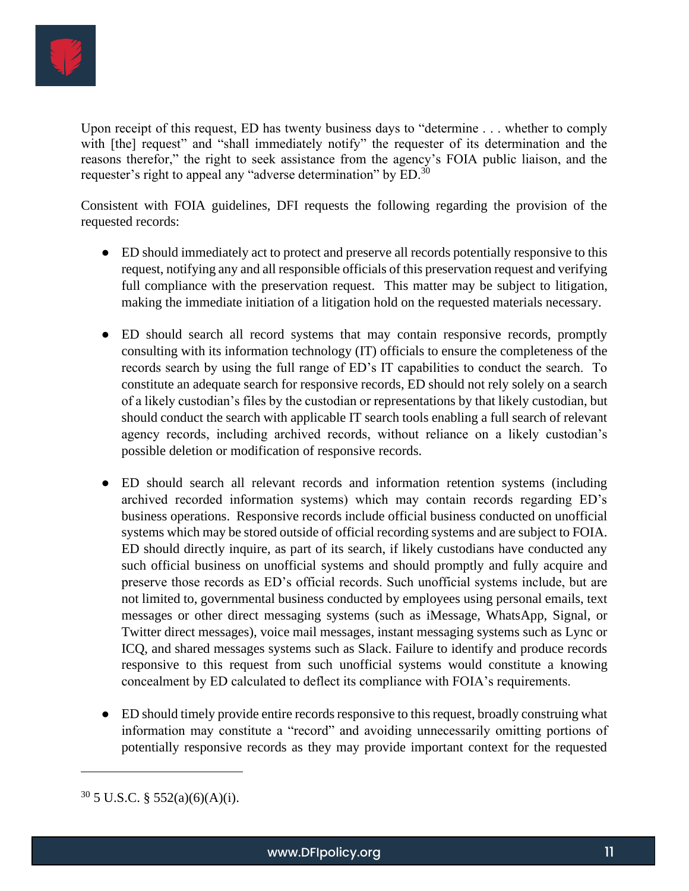Upon receipt of this request, ED has twenty business days to "determine . . . whether to comply with [the] request" and "shall immediately notify" the requester of its determination and the reasons therefor," the right to seek assistance from the agency's FOIA public liaison, and the requester's right to appeal any "adverse determination" by ED.[30]

Consistent with FOIA guidelines, DFI requests the following regarding the provision of the requested records:

- ED should immediately act to protect and preserve all records potentially responsive to this request, notifying any and all responsible officials of this preservation request and verifying full compliance with the preservation request. This matter may be subject to litigation, making the immediate initiation of a litigation hold on the requested materials necessary.

- ED should search all record systems that may contain responsive records, promptly consulting with its information technology (IT) officials to ensure the completeness of the records search by using the full range of ED's IT capabilities to conduct the search. To constitute an adequate search for responsive records, ED should not rely solely on a search of a likely custodian's files by the custodian or representations by that likely custodian, but should conduct the search with applicable IT search tools enabling a full search of relevant agency records, including archived records, without reliance on a likely custodian's possible deletion or modification of responsive records.

- ED should search all relevant records and information retention systems (including archived recorded information systems) which may contain records regarding ED's business operations. Responsive records include official business conducted on unofficial systems which may be stored outside of official recording systems and are subject to FOIA. ED should directly inquire, as part of its search, if likely custodians have conducted any such official business on unofficial systems and should promptly and fully acquire and preserve those records as ED's official records. Such unofficial systems include, but are not limited to, governmental business conducted by employees using personal emails, text messages or other direct messaging systems (such as iMessage, WhatsApp, Signal, or Twitter direct messages), voice mail messages, instant messaging systems such as Lync or ICQ, and shared messages systems such as Slack. Failure to identify and produce records responsive to this request from such unofficial systems would constitute a knowing concealment by ED calculated to deflect its compliance with FOIA's requirements.

- ED should timely provide entire records responsive to this request, broadly construing what information may constitute a "record" and avoiding unnecessarily omitting portions of potentially responsive records as they may provide important context for the requested

---

[30] 5 U.S.C. § 552(a)(6)(A)(i).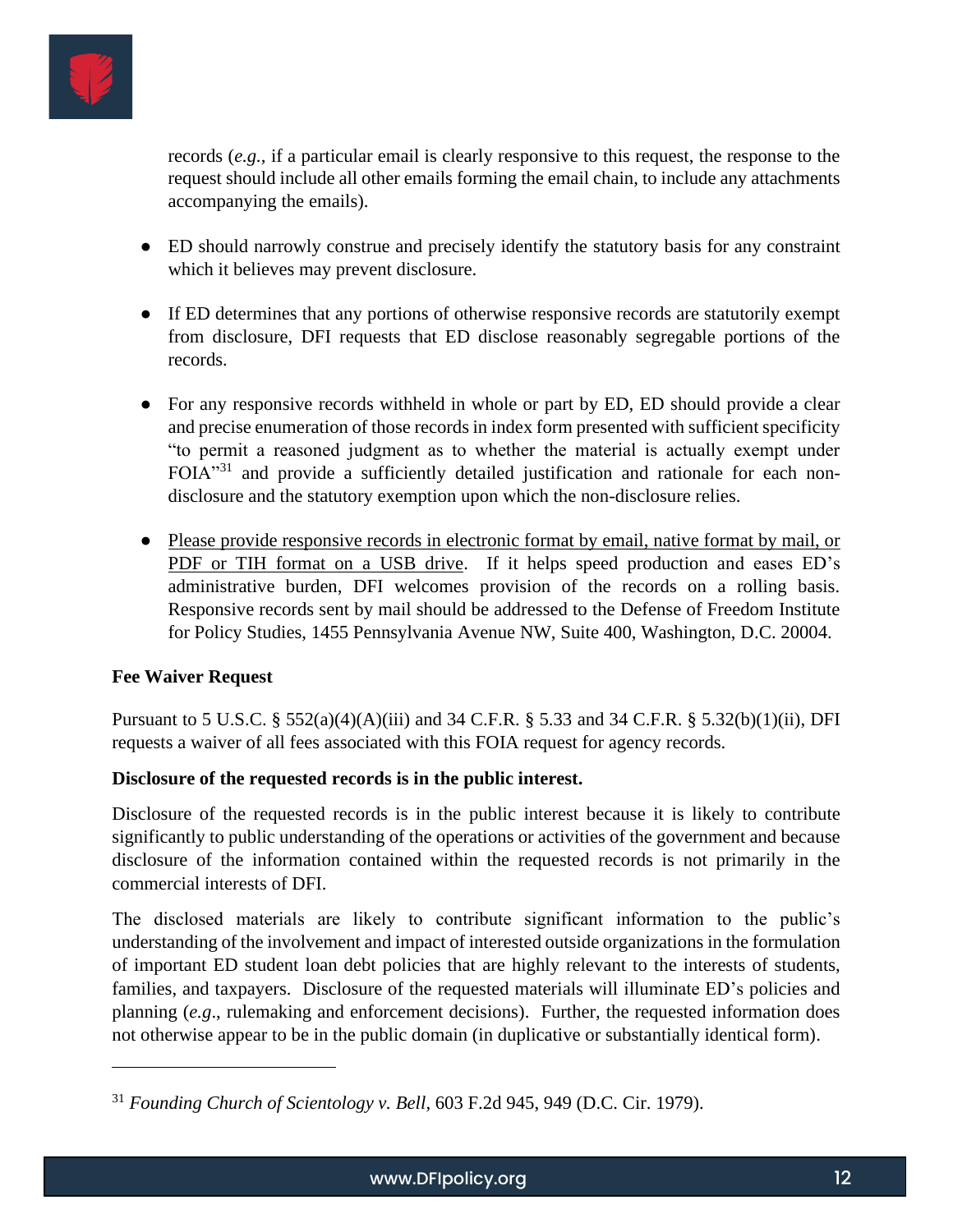records (*e.g.*, if a particular email is clearly responsive to this request, the response to the request should include all other emails forming the email chain, to include any attachments accompanying the emails).

- ED should narrowly construe and precisely identify the statutory basis for any constraint which it believes may prevent disclosure.

- If ED determines that any portions of otherwise responsive records are statutorily exempt from disclosure, DFI requests that ED disclose reasonably segregable portions of the records.

- For any responsive records withheld in whole or part by ED, ED should provide a clear and precise enumeration of those records in index form presented with sufficient specificity "to permit a reasoned judgment as to whether the material is actually exempt under FOIA"[31] and provide a sufficiently detailed justification and rationale for each non-disclosure and the statutory exemption upon which the non-disclosure relies.

- <u>Please provide responsive records in electronic format by email, native format by mail, or PDF or TIH format on a USB drive</u>. If it helps speed production and eases ED's administrative burden, DFI welcomes provision of the records on a rolling basis. Responsive records sent by mail should be addressed to the Defense of Freedom Institute for Policy Studies, 1455 Pennsylvania Avenue NW, Suite 400, Washington, D.C. 20004.

**Fee Waiver Request**

Pursuant to 5 U.S.C. § 552(a)(4)(A)(iii) and 34 C.F.R. § 5.33 and 34 C.F.R. § 5.32(b)(1)(ii), DFI requests a waiver of all fees associated with this FOIA request for agency records.

**Disclosure of the requested records is in the public interest.**

Disclosure of the requested records is in the public interest because it is likely to contribute significantly to public understanding of the operations or activities of the government and because disclosure of the information contained within the requested records is not primarily in the commercial interests of DFI.

The disclosed materials are likely to contribute significant information to the public's understanding of the involvement and impact of interested outside organizations in the formulation of important ED student loan debt policies that are highly relevant to the interests of students, families, and taxpayers. Disclosure of the requested materials will illuminate ED's policies and planning (*e.g*., rulemaking and enforcement decisions). Further, the requested information does not otherwise appear to be in the public domain (in duplicative or substantially identical form).

---

[31] *Founding Church of Scientology v. Bell*, 603 F.2d 945, 949 (D.C. Cir. 1979).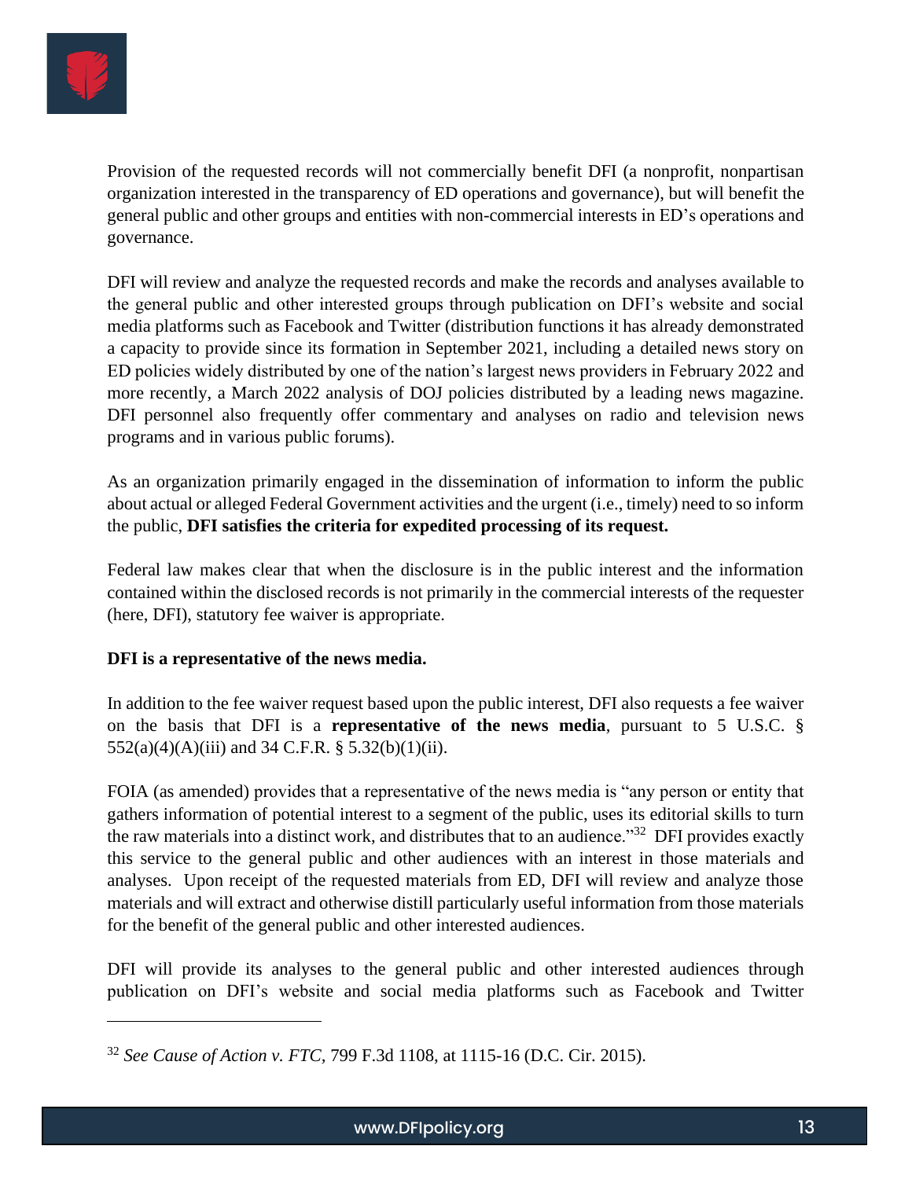Provision of the requested records will not commercially benefit DFI (a nonprofit, nonpartisan organization interested in the transparency of ED operations and governance), but will benefit the general public and other groups and entities with non-commercial interests in ED's operations and governance.

DFI will review and analyze the requested records and make the records and analyses available to the general public and other interested groups through publication on DFI's website and social media platforms such as Facebook and Twitter (distribution functions it has already demonstrated a capacity to provide since its formation in September 2021, including a detailed news story on ED policies widely distributed by one of the nation's largest news providers in February 2022 and more recently, a March 2022 analysis of DOJ policies distributed by a leading news magazine. DFI personnel also frequently offer commentary and analyses on radio and television news programs and in various public forums).

As an organization primarily engaged in the dissemination of information to inform the public about actual or alleged Federal Government activities and the urgent (i.e., timely) need to so inform the public, **DFI satisfies the criteria for expedited processing of its request.**

Federal law makes clear that when the disclosure is in the public interest and the information contained within the disclosed records is not primarily in the commercial interests of the requester (here, DFI), statutory fee waiver is appropriate.

**DFI is a representative of the news media.**

In addition to the fee waiver request based upon the public interest, DFI also requests a fee waiver on the basis that DFI is a **representative of the news media**, pursuant to 5 U.S.C. § 552(a)(4)(A)(iii) and 34 C.F.R. § 5.32(b)(1)(ii).

FOIA (as amended) provides that a representative of the news media is "any person or entity that gathers information of potential interest to a segment of the public, uses its editorial skills to turn the raw materials into a distinct work, and distributes that to an audience."[32] DFI provides exactly this service to the general public and other audiences with an interest in those materials and analyses. Upon receipt of the requested materials from ED, DFI will review and analyze those materials and will extract and otherwise distill particularly useful information from those materials for the benefit of the general public and other interested audiences.

DFI will provide its analyses to the general public and other interested audiences through publication on DFI's website and social media platforms such as Facebook and Twitter

---

[32] *See Cause of Action v. FTC*, 799 F.3d 1108, at 1115-16 (D.C. Cir. 2015).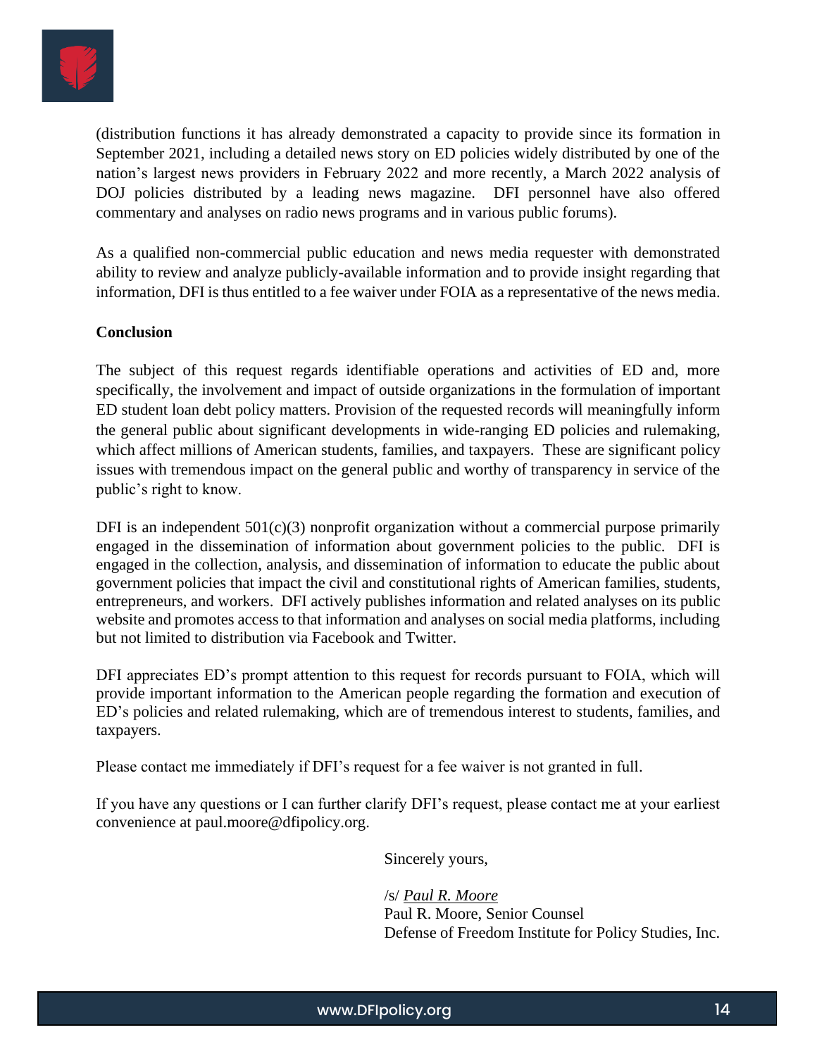(distribution functions it has already demonstrated a capacity to provide since its formation in September 2021, including a detailed news story on ED policies widely distributed by one of the nation's largest news providers in February 2022 and more recently, a March 2022 analysis of DOJ policies distributed by a leading news magazine. DFI personnel have also offered commentary and analyses on radio news programs and in various public forums).

As a qualified non-commercial public education and news media requester with demonstrated ability to review and analyze publicly-available information and to provide insight regarding that information, DFI is thus entitled to a fee waiver under FOIA as a representative of the news media.

**Conclusion**

The subject of this request regards identifiable operations and activities of ED and, more specifically, the involvement and impact of outside organizations in the formulation of important ED student loan debt policy matters. Provision of the requested records will meaningfully inform the general public about significant developments in wide-ranging ED policies and rulemaking, which affect millions of American students, families, and taxpayers. These are significant policy issues with tremendous impact on the general public and worthy of transparency in service of the public's right to know.

DFI is an independent 501(c)(3) nonprofit organization without a commercial purpose primarily engaged in the dissemination of information about government policies to the public. DFI is engaged in the collection, analysis, and dissemination of information to educate the public about government policies that impact the civil and constitutional rights of American families, students, entrepreneurs, and workers. DFI actively publishes information and related analyses on its public website and promotes access to that information and analyses on social media platforms, including but not limited to distribution via Facebook and Twitter.

DFI appreciates ED's prompt attention to this request for records pursuant to FOIA, which will provide important information to the American people regarding the formation and execution of ED's policies and related rulemaking, which are of tremendous interest to students, families, and taxpayers.

Please contact me immediately if DFI's request for a fee waiver is not granted in full.

If you have any questions or I can further clarify DFI's request, please contact me at your earliest convenience at paul.moore@dfipolicy.org.

Sincerely yours,

/s/ *Paul R. Moore*
Paul R. Moore, Senior Counsel
Defense of Freedom Institute for Policy Studies, Inc.